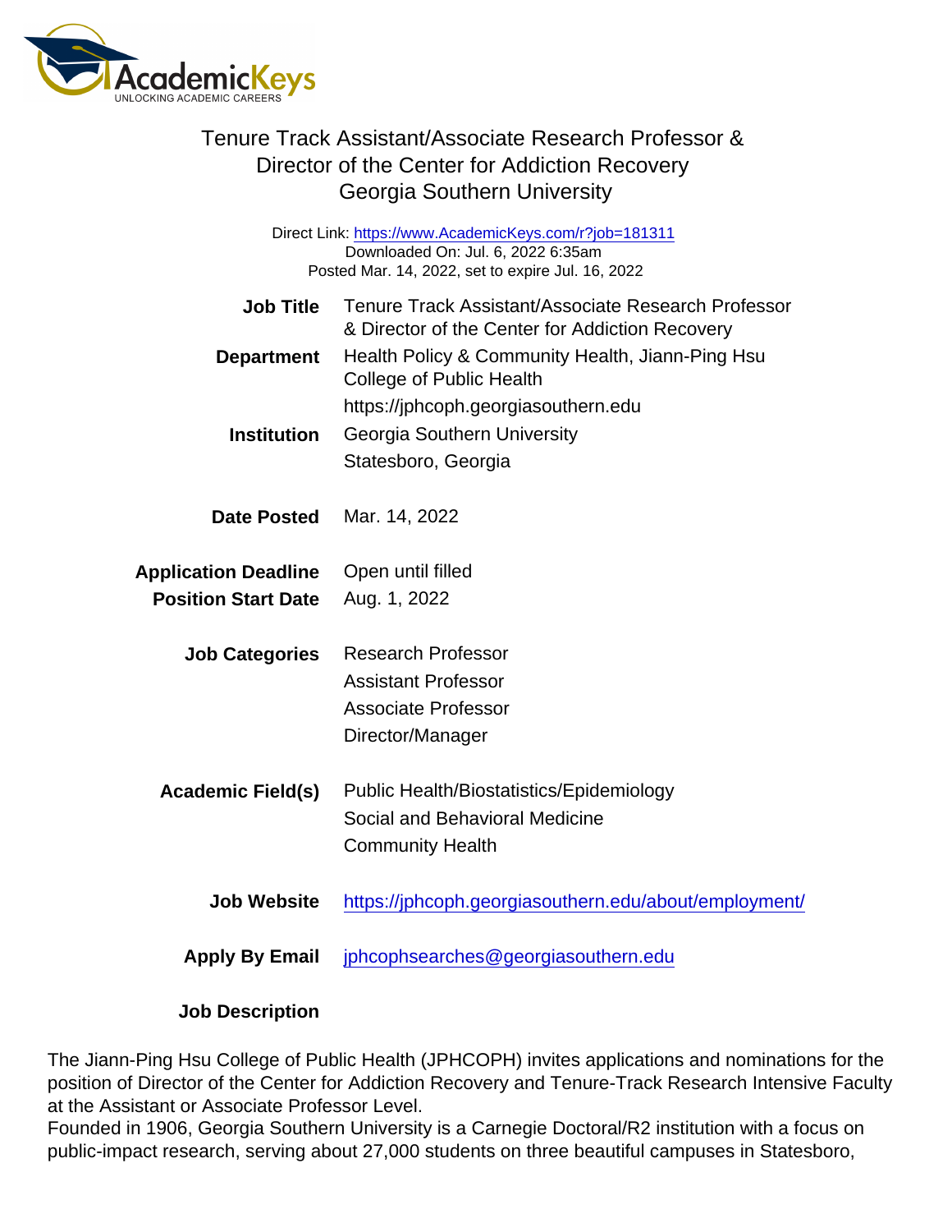# Tenure Track Assistant/Associate Research Professor & Director of the Center for Addiction Recovery
## Georgia Southern University

Direct Link: https://www.AcademicKeys.com/r?job=181311
Downloaded On: Jul. 6, 2022 6:35am
Posted Mar. 14, 2022, set to expire Jul. 16, 2022

| | |
|---|---|
| **Job Title** | Tenure Track Assistant/Associate Research Professor & Director of the Center for Addiction Recovery |
| **Department** | Health Policy & Community Health, Jiann-Ping Hsu College of Public Health<br>https://jphcoph.georgiasouthern.edu |
| **Institution** | Georgia Southern University<br>Statesboro, Georgia |
| **Date Posted** | Mar. 14, 2022 |
| **Application Deadline** | Open until filled |
| **Position Start Date** | Aug. 1, 2022 |
| **Job Categories** | Research Professor<br>Assistant Professor<br>Associate Professor<br>Director/Manager |
| **Academic Field(s)** | Public Health/Biostatistics/Epidemiology<br>Social and Behavioral Medicine<br>Community Health |
| **Job Website** | https://jphcoph.georgiasouthern.edu/about/employment/ |
| **Apply By Email** | jphcophsearches@georgiasouthern.edu |

**Job Description**

The Jiann-Ping Hsu College of Public Health (JPHCOPH) invites applications and nominations for the position of Director of the Center for Addiction Recovery and Tenure-Track Research Intensive Faculty at the Assistant or Associate Professor Level.
Founded in 1906, Georgia Southern University is a Carnegie Doctoral/R2 institution with a focus on public-impact research, serving about 27,000 students on three beautiful campuses in Statesboro,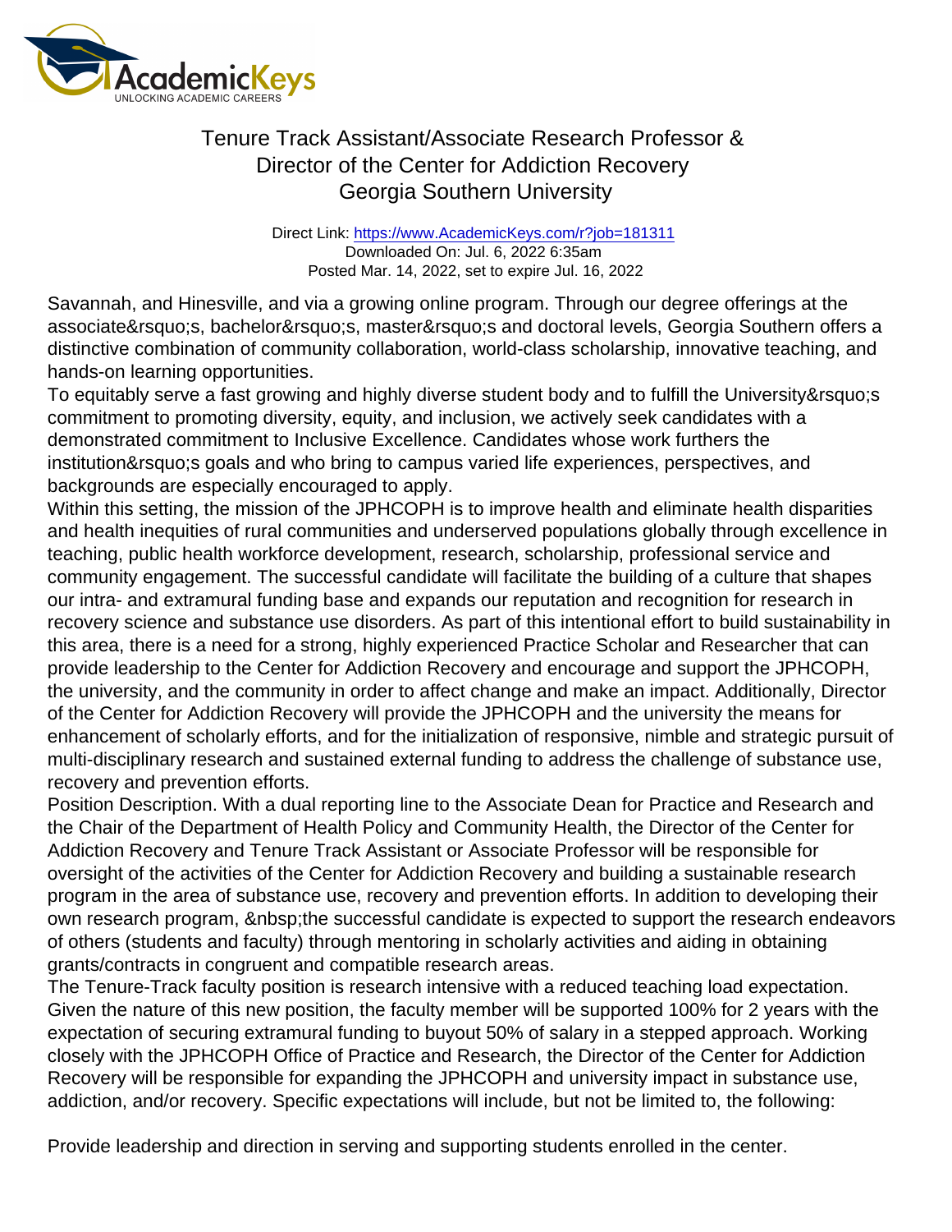Savannah, and Hinesville, and via a growing online program. Through our degree offerings at the associate&rsquo;s, bachelor&rsquo;s, master&rsquo;s and doctoral levels, Georgia Southern offers a distinctive combination of community collaboration, world-class scholarship, innovative teaching, and hands-on learning opportunities.

To equitably serve a fast growing and highly diverse student body and to fulfill the University&rsquo;s commitment to promoting diversity, equity, and inclusion, we actively seek candidates with a demonstrated commitment to Inclusive Excellence. Candidates whose work furthers the institution&rsquo;s goals and who bring to campus varied life experiences, perspectives, and backgrounds are especially encouraged to apply.

Within this setting, the mission of the JPHCOPH is to improve health and eliminate health disparities and health inequities of rural communities and underserved populations globally through excellence in teaching, public health workforce development, research, scholarship, professional service and community engagement. The successful candidate will facilitate the building of a culture that shapes our intra- and extramural funding base and expands our reputation and recognition for research in recovery science and substance use disorders. As part of this intentional effort to build sustainability in this area, there is a need for a strong, highly experienced Practice Scholar and Researcher that can provide leadership to the Center for Addiction Recovery and encourage and support the JPHCOPH, the university, and the community in order to affect change and make an impact. Additionally, Director of the Center for Addiction Recovery will provide the JPHCOPH and the university the means for enhancement of scholarly efforts, and for the initialization of responsive, nimble and strategic pursuit of multi-disciplinary research and sustained external funding to address the challenge of substance use, recovery and prevention efforts.

Position Description. With a dual reporting line to the Associate Dean for Practice and Research and the Chair of the Department of Health Policy and Community Health, the Director of the Center for Addiction Recovery and Tenure Track Assistant or Associate Professor will be responsible for oversight of the activities of the Center for Addiction Recovery and building a sustainable research program in the area of substance use, recovery and prevention efforts. In addition to developing their own research program, &nbsp;the successful candidate is expected to support the research endeavors of others (students and faculty) through mentoring in scholarly activities and aiding in obtaining grants/contracts in congruent and compatible research areas.

The Tenure-Track faculty position is research intensive with a reduced teaching load expectation. Given the nature of this new position, the faculty member will be supported 100% for 2 years with the expectation of securing extramural funding to buyout 50% of salary in a stepped approach. Working closely with the JPHCOPH Office of Practice and Research, the Director of the Center for Addiction Recovery will be responsible for expanding the JPHCOPH and university impact in substance use, addiction, and/or recovery. Specific expectations will include, but not be limited to, the following:

Provide leadership and direction in serving and supporting students enrolled in the center.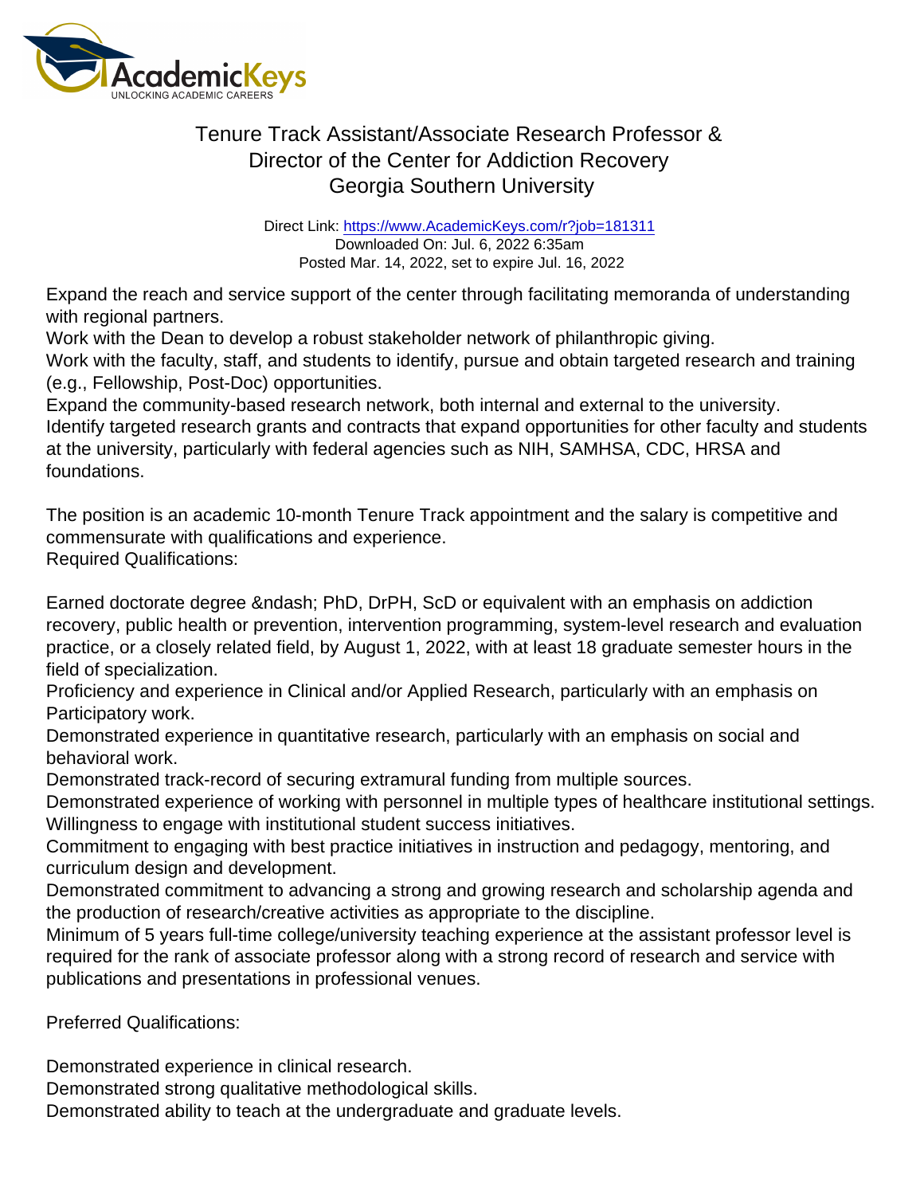Tenure Track Assistant/Associate Research Professor &
Director of the Center for Addiction Recovery
Georgia Southern University

Direct Link: https://www.AcademicKeys.com/r?job=181311
Downloaded On: Jul. 6, 2022 6:35am
Posted Mar. 14, 2022, set to expire Jul. 16, 2022

Expand the reach and service support of the center through facilitating memoranda of understanding with regional partners.
Work with the Dean to develop a robust stakeholder network of philanthropic giving.
Work with the faculty, staff, and students to identify, pursue and obtain targeted research and training (e.g., Fellowship, Post-Doc) opportunities.
Expand the community-based research network, both internal and external to the university.
Identify targeted research grants and contracts that expand opportunities for other faculty and students at the university, particularly with federal agencies such as NIH, SAMHSA, CDC, HRSA and foundations.

The position is an academic 10-month Tenure Track appointment and the salary is competitive and commensurate with qualifications and experience.
Required Qualifications:

Earned doctorate degree &ndash; PhD, DrPH, ScD or equivalent with an emphasis on addiction recovery, public health or prevention, intervention programming, system-level research and evaluation practice, or a closely related field, by August 1, 2022, with at least 18 graduate semester hours in the field of specialization.
Proficiency and experience in Clinical and/or Applied Research, particularly with an emphasis on Participatory work.
Demonstrated experience in quantitative research, particularly with an emphasis on social and behavioral work.
Demonstrated track-record of securing extramural funding from multiple sources.
Demonstrated experience of working with personnel in multiple types of healthcare institutional settings.
Willingness to engage with institutional student success initiatives.
Commitment to engaging with best practice initiatives in instruction and pedagogy, mentoring, and curriculum design and development.
Demonstrated commitment to advancing a strong and growing research and scholarship agenda and the production of research/creative activities as appropriate to the discipline.
Minimum of 5 years full-time college/university teaching experience at the assistant professor level is required for the rank of associate professor along with a strong record of research and service with publications and presentations in professional venues.

Preferred Qualifications:

Demonstrated experience in clinical research.
Demonstrated strong qualitative methodological skills.
Demonstrated ability to teach at the undergraduate and graduate levels.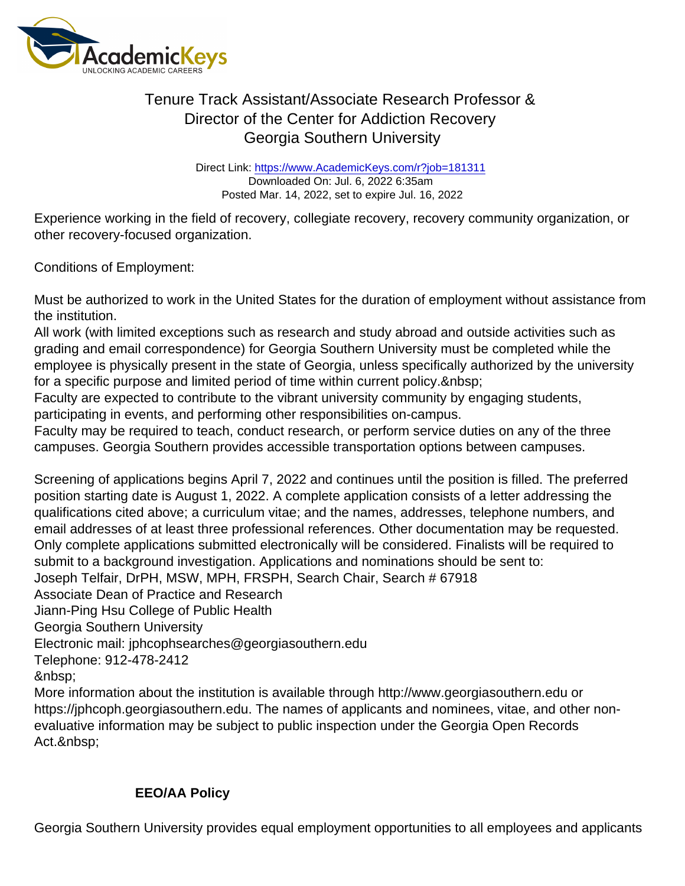Experience working in the field of recovery, collegiate recovery, recovery community organization, or other recovery-focused organization.

Conditions of Employment:

Must be authorized to work in the United States for the duration of employment without assistance from the institution.
All work (with limited exceptions such as research and study abroad and outside activities such as grading and email correspondence) for Georgia Southern University must be completed while the employee is physically present in the state of Georgia, unless specifically authorized by the university for a specific purpose and limited period of time within current policy.&nbsp;
Faculty are expected to contribute to the vibrant university community by engaging students, participating in events, and performing other responsibilities on-campus.
Faculty may be required to teach, conduct research, or perform service duties on any of the three campuses. Georgia Southern provides accessible transportation options between campuses.

Screening of applications begins April 7, 2022 and continues until the position is filled. The preferred position starting date is August 1, 2022. A complete application consists of a letter addressing the qualifications cited above; a curriculum vitae; and the names, addresses, telephone numbers, and email addresses of at least three professional references. Other documentation may be requested. Only complete applications submitted electronically will be considered. Finalists will be required to submit to a background investigation. Applications and nominations should be sent to:
Joseph Telfair, DrPH, MSW, MPH, FRSPH, Search Chair, Search # 67918
Associate Dean of Practice and Research
Jiann-Ping Hsu College of Public Health
Georgia Southern University
Electronic mail: jphcophsearches@georgiasouthern.edu
Telephone: 912-478-2412
&nbsp;
More information about the institution is available through http://www.georgiasouthern.edu or https://jphcoph.georgiasouthern.edu. The names of applicants and nominees, vitae, and other non-evaluative information may be subject to public inspection under the Georgia Open Records Act.&nbsp;

**EEO/AA Policy**

Georgia Southern University provides equal employment opportunities to all employees and applicants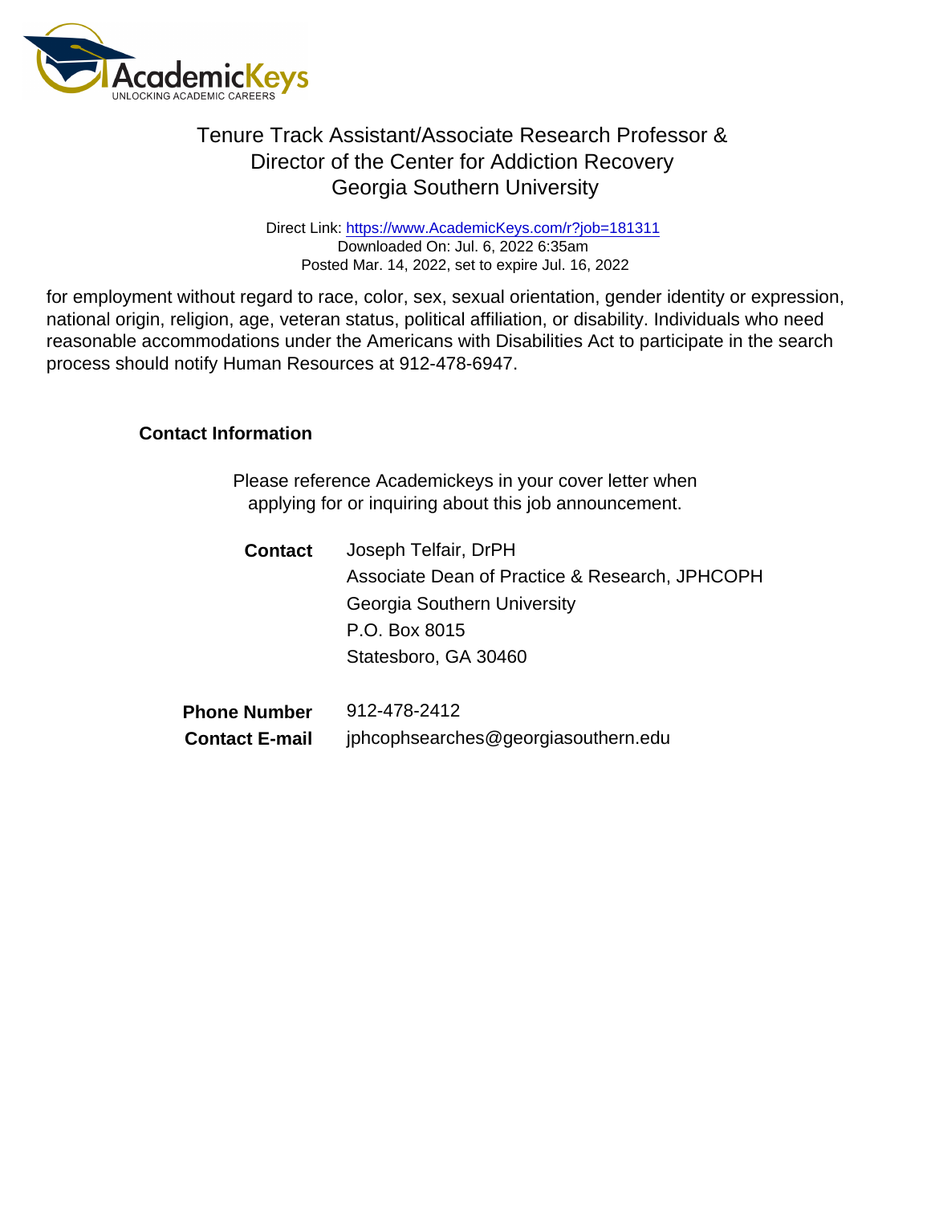for employment without regard to race, color, sex, sexual orientation, gender identity or expression, national origin, religion, age, veteran status, political affiliation, or disability. Individuals who need reasonable accommodations under the Americans with Disabilities Act to participate in the search process should notify Human Resources at 912-478-6947.

### Contact Information

Please reference Academickeys in your cover letter when applying for or inquiring about this job announcement.

| | |
|---|---|
| **Contact** | Joseph Telfair, DrPH<br>Associate Dean of Practice & Research, JPHCOPH<br>Georgia Southern University<br>P.O. Box 8015<br>Statesboro, GA 30460 |
| **Phone Number** | 912-478-2412 |
| **Contact E-mail** | jphcophsearches@georgiasouthern.edu |